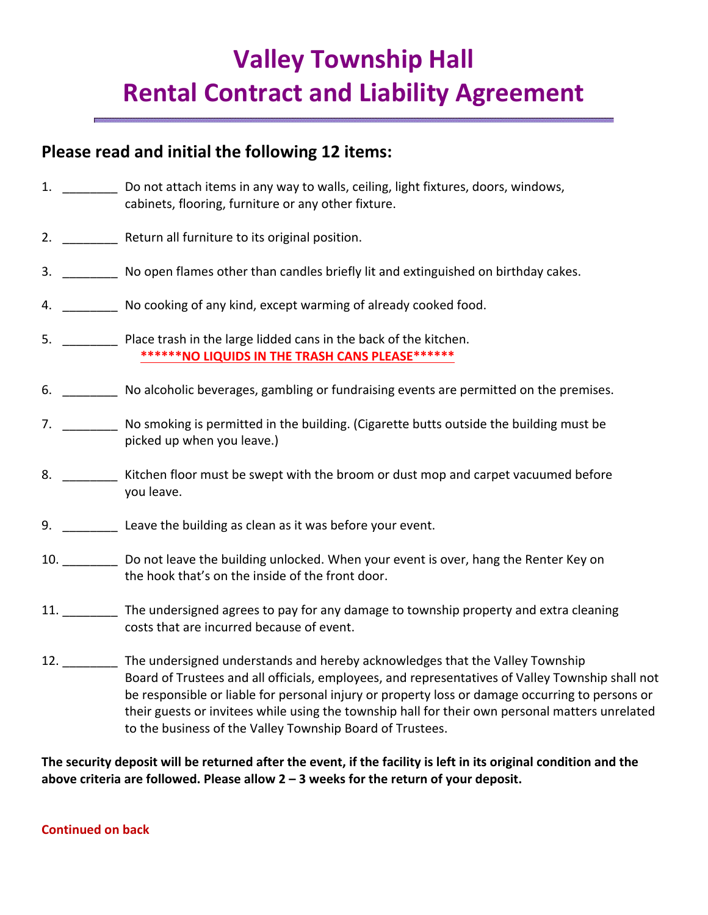# Valley Township Hall
# Rental Contract and Liability Agreement

---

## Please read and initial the following 12 items:

1. ________ Do not attach items in any way to walls, ceiling, light fixtures, doors, windows, cabinets, flooring, furniture or any other fixture.

2. ________ Return all furniture to its original position.

3. ________ No open flames other than candles briefly lit and extinguished on birthday cakes.

4. ________ No cooking of any kind, except warming of already cooked food.

5. ________ Place trash in the large lidded cans in the back of the kitchen.
   ********NO LIQUIDS IN THE TRASH CANS PLEASE******

6. ________ No alcoholic beverages, gambling or fundraising events are permitted on the premises.

7. ________ No smoking is permitted in the building. (Cigarette butts outside the building must be picked up when you leave.)

8. ________ Kitchen floor must be swept with the broom or dust mop and carpet vacuumed before you leave.

9. ________ Leave the building as clean as it was before your event.

10. ________ Do not leave the building unlocked. When your event is over, hang the Renter Key on the hook that's on the inside of the front door.

11. ________ The undersigned agrees to pay for any damage to township property and extra cleaning costs that are incurred because of event.

12. ________ The undersigned understands and hereby acknowledges that the Valley Township Board of Trustees and all officials, employees, and representatives of Valley Township shall not be responsible or liable for personal injury or property loss or damage occurring to persons or their guests or invitees while using the township hall for their own personal matters unrelated to the business of the Valley Township Board of Trustees.

**The security deposit will be returned after the event, if the facility is left in its original condition and the above criteria are followed. Please allow 2 – 3 weeks for the return of your deposit.**

**Continued on back**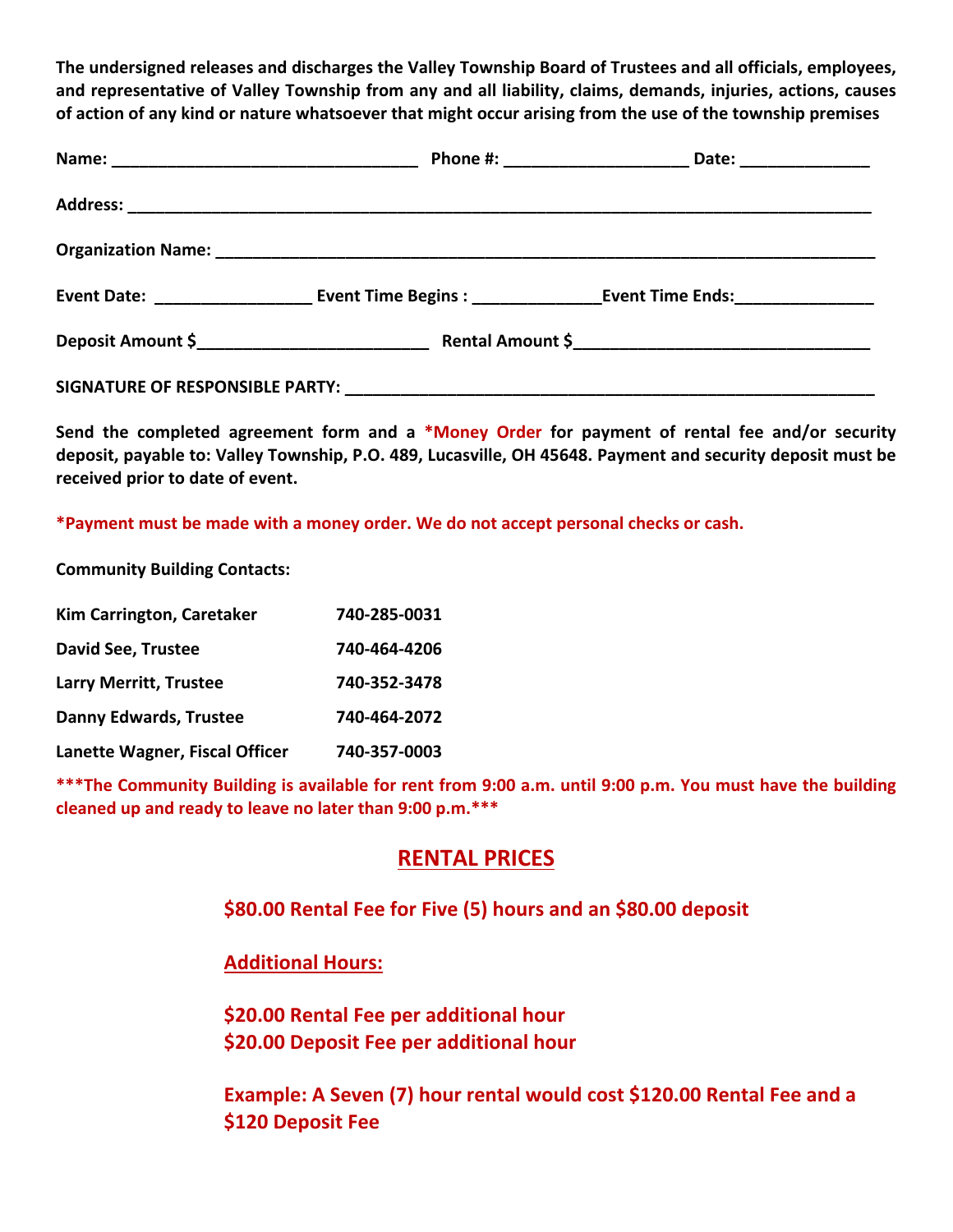**The undersigned releases and discharges the Valley Township Board of Trustees and all officials, employees, and representative of Valley Township from any and all liability, claims, demands, injuries, actions, causes of action of any kind or nature whatsoever that might occur arising from the use of the township premises**

**Name:** _________________________________ **Phone #:** ____________________ **Date:** ______________

**Address:** _______________________________________________________________________________

**Organization Name:** ______________________________________________________________________

**Event Date:** _________________ **Event Time Begins :** ______________ **Event Time Ends:** _______________

**Deposit Amount $**_________________________ **Rental Amount $**________________________________

**SIGNATURE OF RESPONSIBLE PARTY:** __________________________________________________________

**Send the completed agreement form and a *Money Order for payment of rental fee and/or security deposit, payable to: Valley Township, P.O. 489, Lucasville, OH 45648. Payment and security deposit must be received prior to date of event.**

**\*Payment must be made with a money order. We do not accept personal checks or cash.**

**Community Building Contacts:**

| | |
|---|---|
| **Kim Carrington, Caretaker** | **740-285-0031** |
| **David See, Trustee** | **740-464-4206** |
| **Larry Merritt, Trustee** | **740-352-3478** |
| **Danny Edwards, Trustee** | **740-464-2072** |
| **Lanette Wagner, Fiscal Officer** | **740-357-0003** |

**\*\*\*The Community Building is available for rent from 9:00 a.m. until 9:00 p.m. You must have the building cleaned up and ready to leave no later than 9:00 p.m.\*\*\***

## RENTAL PRICES

**$80.00 Rental Fee for Five (5) hours and an $80.00 deposit**

**Additional Hours:**

**$20.00 Rental Fee per additional hour**
**$20.00 Deposit Fee per additional hour**

**Example: A Seven (7) hour rental would cost $120.00 Rental Fee and a $120 Deposit Fee**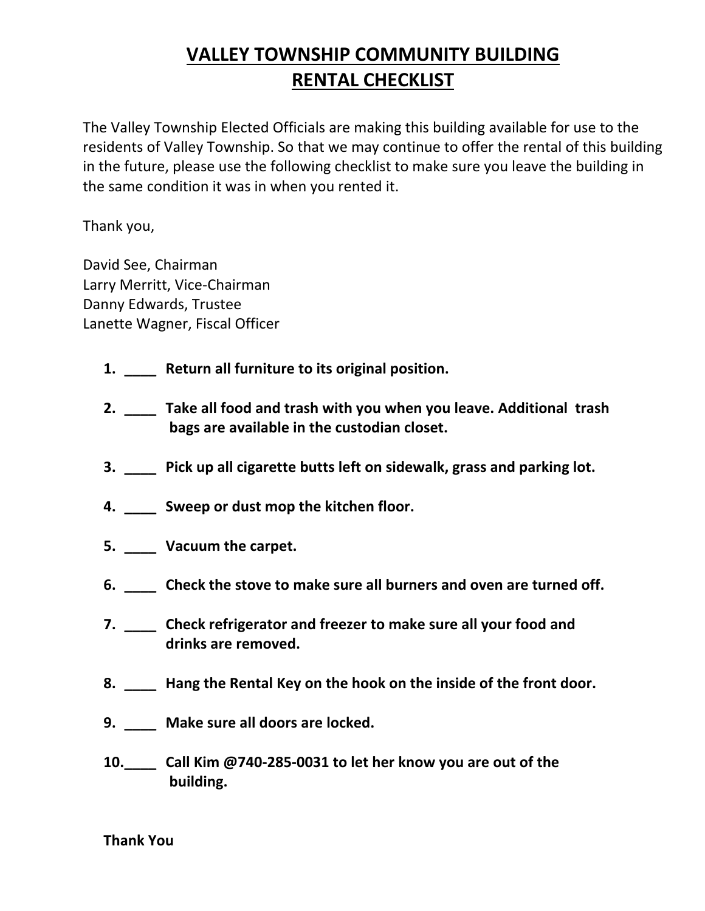# VALLEY TOWNSHIP COMMUNITY BUILDING
# RENTAL CHECKLIST

The Valley Township Elected Officials are making this building available for use to the residents of Valley Township. So that we may continue to offer the rental of this building in the future, please use the following checklist to make sure you leave the building in the same condition it was in when you rented it.

Thank you,

David See, Chairman
Larry Merritt, Vice-Chairman
Danny Edwards, Trustee
Lanette Wagner, Fiscal Officer

1. **____ Return all furniture to its original position.**
2. **____ Take all food and trash with you when you leave. Additional trash bags are available in the custodian closet.**
3. **____ Pick up all cigarette butts left on sidewalk, grass and parking lot.**
4. **____ Sweep or dust mop the kitchen floor.**
5. **____ Vacuum the carpet.**
6. **____ Check the stove to make sure all burners and oven are turned off.**
7. **____ Check refrigerator and freezer to make sure all your food and drinks are removed.**
8. **____ Hang the Rental Key on the hook on the inside of the front door.**
9. **____ Make sure all doors are locked.**
10. **____ Call Kim @740-285-0031 to let her know you are out of the building.**

**Thank You**